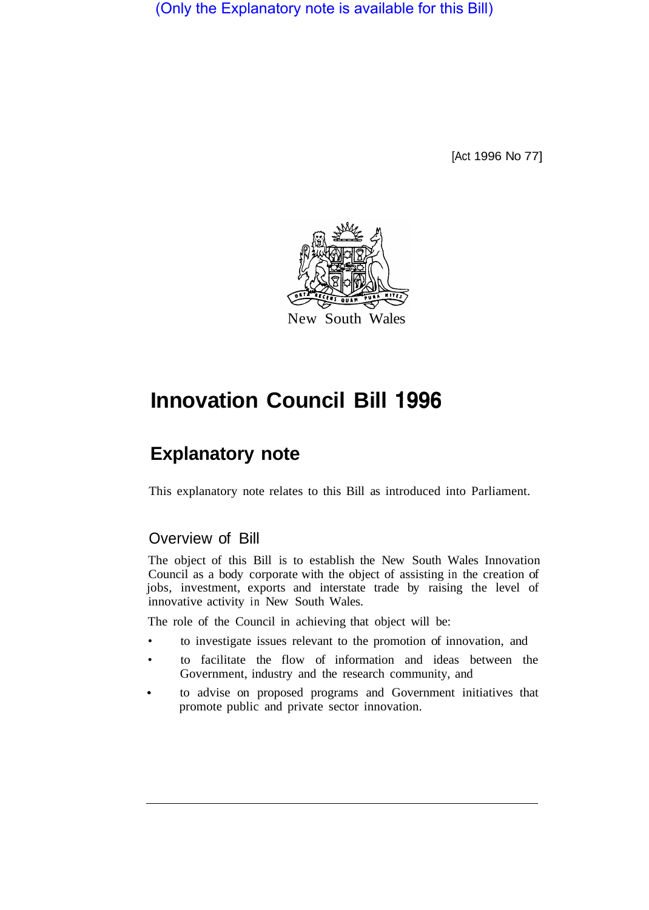(Only the Explanatory note is available for this Bill)

[Act 1996 No 77]

New South Wales

# Innovation Council Bill 1996

## Explanatory note

This explanatory note relates to this Bill as introduced into Parliament.

### Overview of Bill

The object of this Bill is to establish the New South Wales Innovation Council as a body corporate with the object of assisting in the creation of jobs, investment, exports and interstate trade by raising the level of innovative activity in New South Wales.

The role of the Council in achieving that object will be:

- to investigate issues relevant to the promotion of innovation, and
- to facilitate the flow of information and ideas between the Government, industry and the research community, and
- to advise on proposed programs and Government initiatives that promote public and private sector innovation.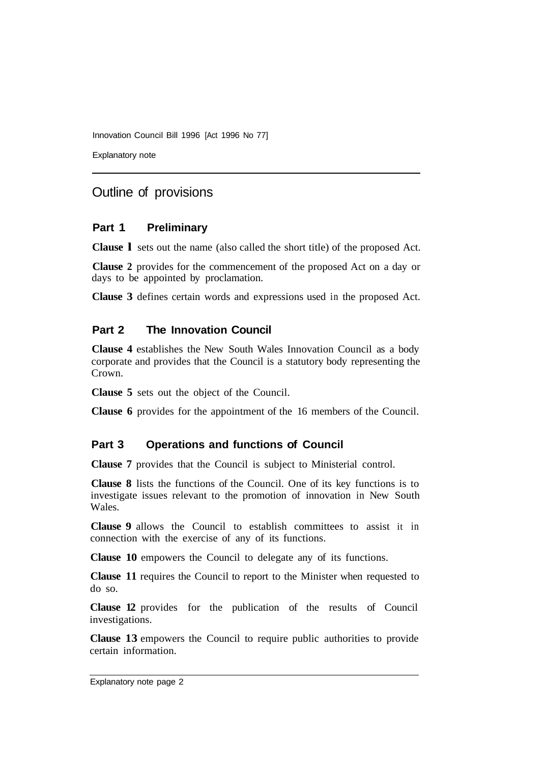## Outline of provisions

### Part 1 Preliminary

**Clause 1** sets out the name (also called the short title) of the proposed Act.

**Clause 2** provides for the commencement of the proposed Act on a day or days to be appointed by proclamation.

**Clause 3** defines certain words and expressions used in the proposed Act.

### Part 2 The Innovation Council

**Clause 4** establishes the New South Wales Innovation Council as a body corporate and provides that the Council is a statutory body representing the Crown.

**Clause 5** sets out the object of the Council.

**Clause 6** provides for the appointment of the 16 members of the Council.

### Part 3 Operations and functions of Council

**Clause 7** provides that the Council is subject to Ministerial control.

**Clause 8** lists the functions of the Council. One of its key functions is to investigate issues relevant to the promotion of innovation in New South Wales.

**Clause 9** allows the Council to establish committees to assist it in connection with the exercise of any of its functions.

**Clause 10** empowers the Council to delegate any of its functions.

**Clause 11** requires the Council to report to the Minister when requested to do so.

**Clause 12** provides for the publication of the results of Council investigations.

**Clause 13** empowers the Council to require public authorities to provide certain information.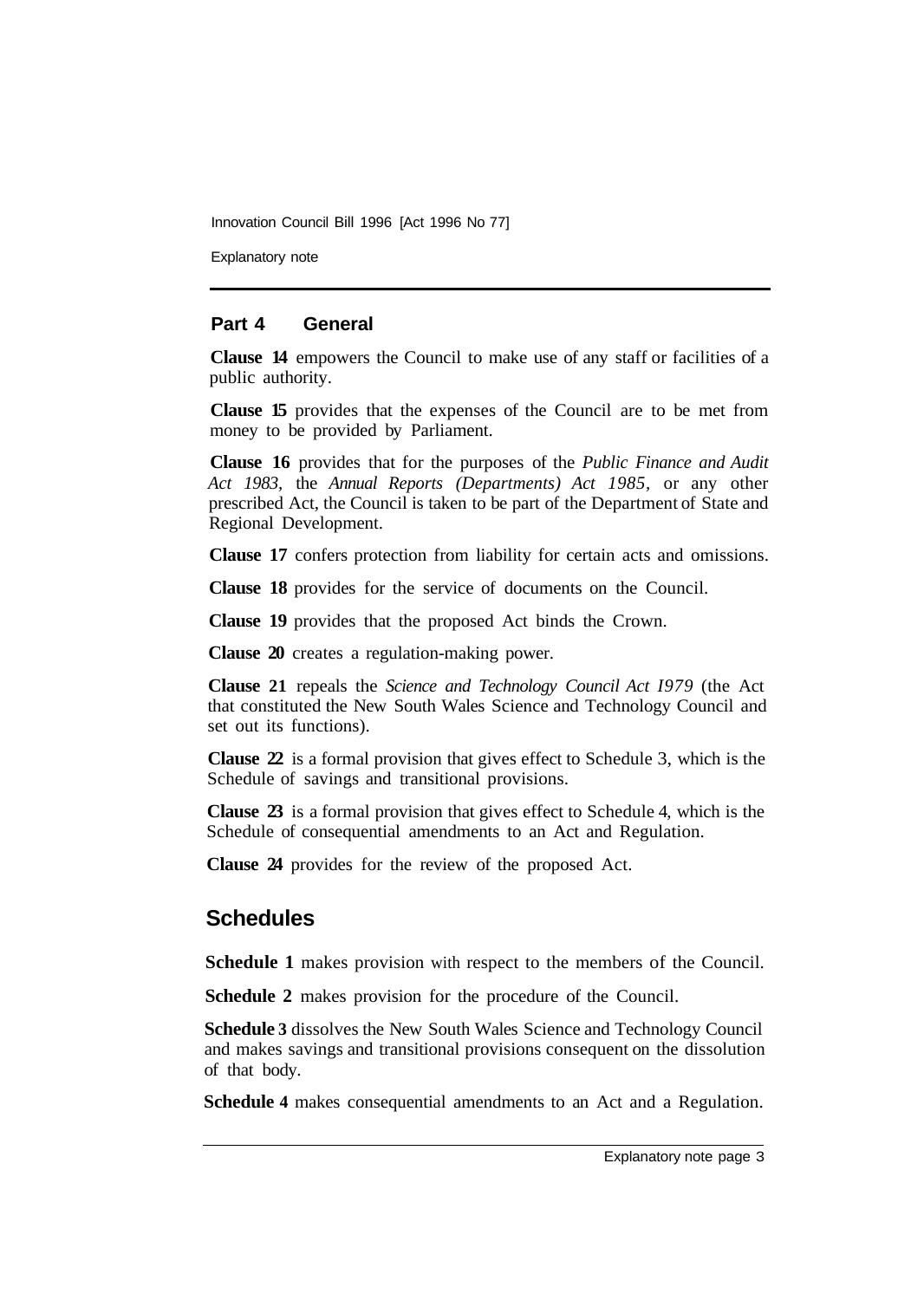## Part 4 General

**Clause 14** empowers the Council to make use of any staff or facilities of a public authority.

**Clause 15** provides that the expenses of the Council are to be met from money to be provided by Parliament.

**Clause 16** provides that for the purposes of the *Public Finance and Audit Act 1983*, the *Annual Reports (Departments) Act 1985*, or any other prescribed Act, the Council is taken to be part of the Department of State and Regional Development.

**Clause 17** confers protection from liability for certain acts and omissions.

**Clause 18** provides for the service of documents on the Council.

**Clause 19** provides that the proposed Act binds the Crown.

**Clause 20** creates a regulation-making power.

**Clause 21** repeals the *Science and Technology Council Act 1979* (the Act that constituted the New South Wales Science and Technology Council and set out its functions).

**Clause 22** is a formal provision that gives effect to Schedule 3, which is the Schedule of savings and transitional provisions.

**Clause 23** is a formal provision that gives effect to Schedule 4, which is the Schedule of consequential amendments to an Act and Regulation.

**Clause 24** provides for the review of the proposed Act.

## Schedules

**Schedule 1** makes provision with respect to the members of the Council.

**Schedule 2** makes provision for the procedure of the Council.

**Schedule 3** dissolves the New South Wales Science and Technology Council and makes savings and transitional provisions consequent on the dissolution of that body.

**Schedule 4** makes consequential amendments to an Act and a Regulation.